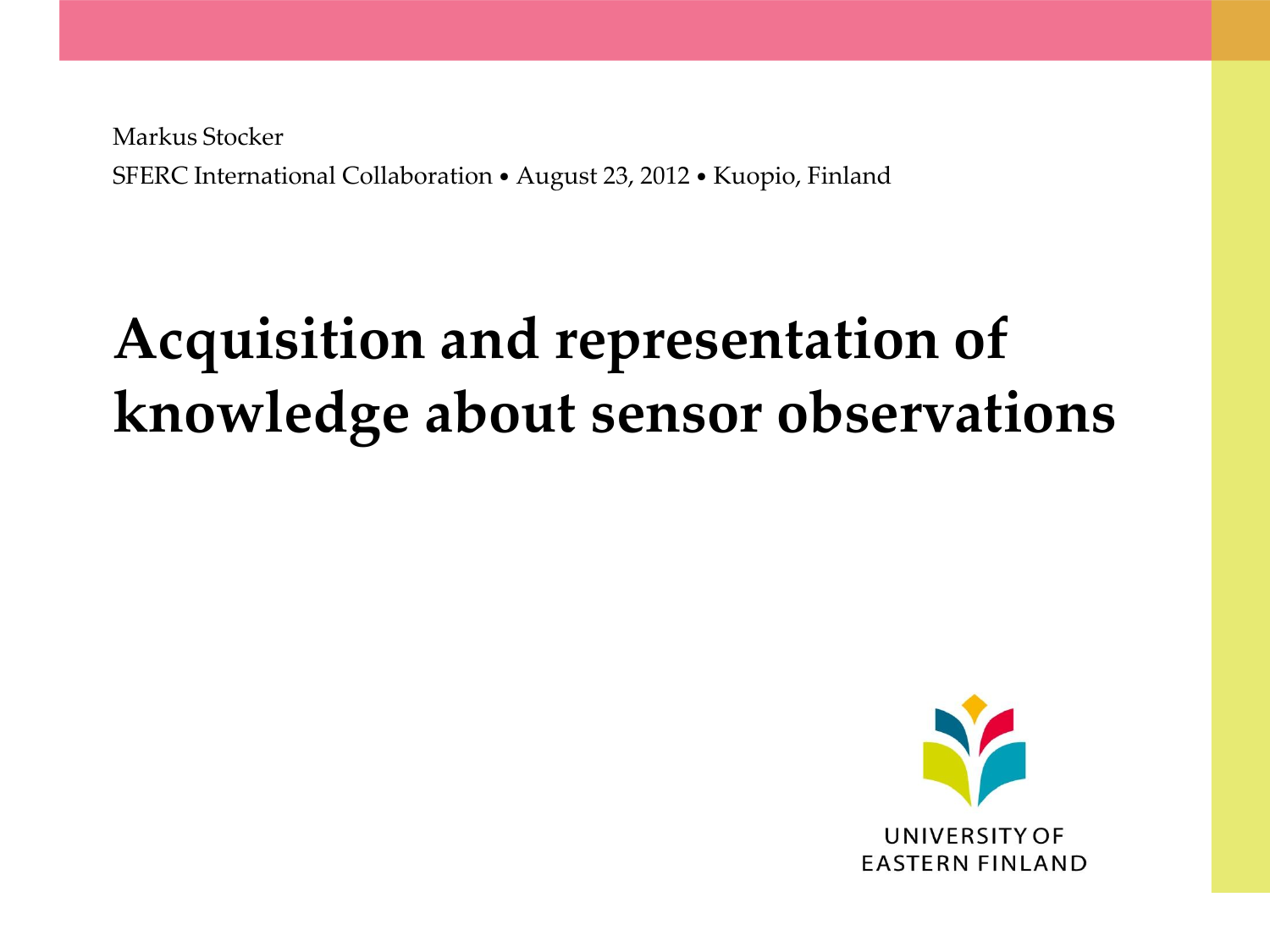Markus Stocker

SFERC International Collaboration • August 23, 2012 • Kuopio, Finland

# Acquisition and representation of knowledge about sensor observations

UNIVERSITY OF EASTERN FINLAND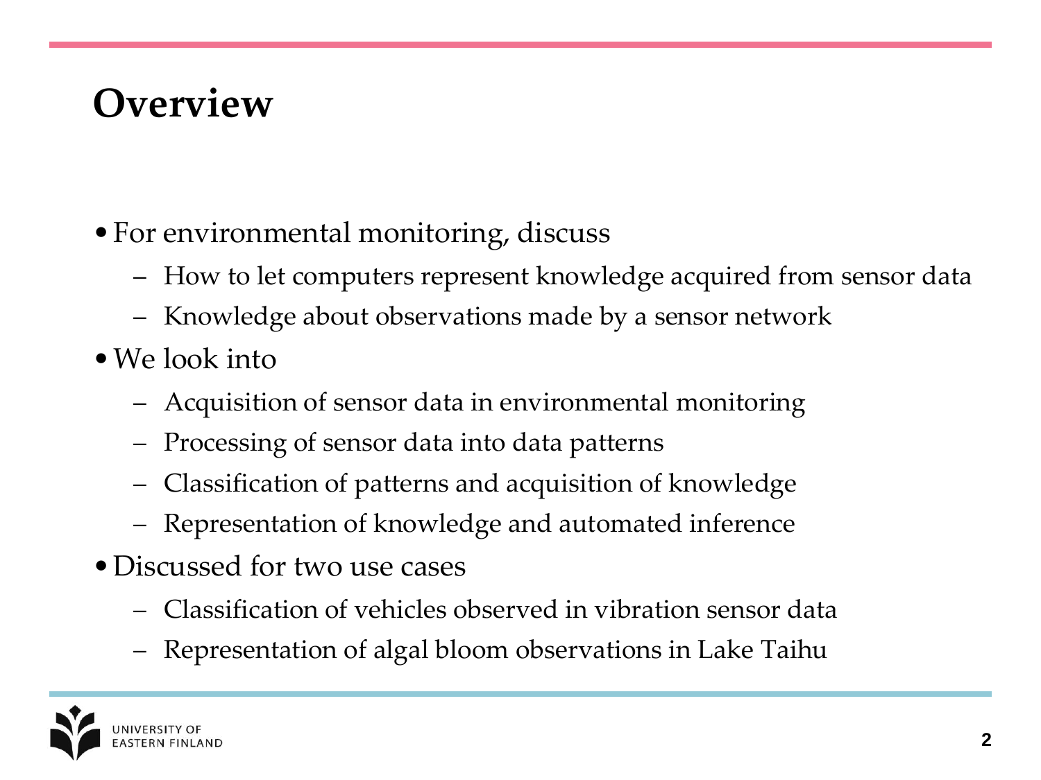# Overview

- For environmental monitoring, discuss
  - How to let computers represent knowledge acquired from sensor data
  - Knowledge about observations made by a sensor network
- We look into
  - Acquisition of sensor data in environmental monitoring
  - Processing of sensor data into data patterns
  - Classification of patterns and acquisition of knowledge
  - Representation of knowledge and automated inference
- Discussed for two use cases
  - Classification of vehicles observed in vibration sensor data
  - Representation of algal bloom observations in Lake Taihu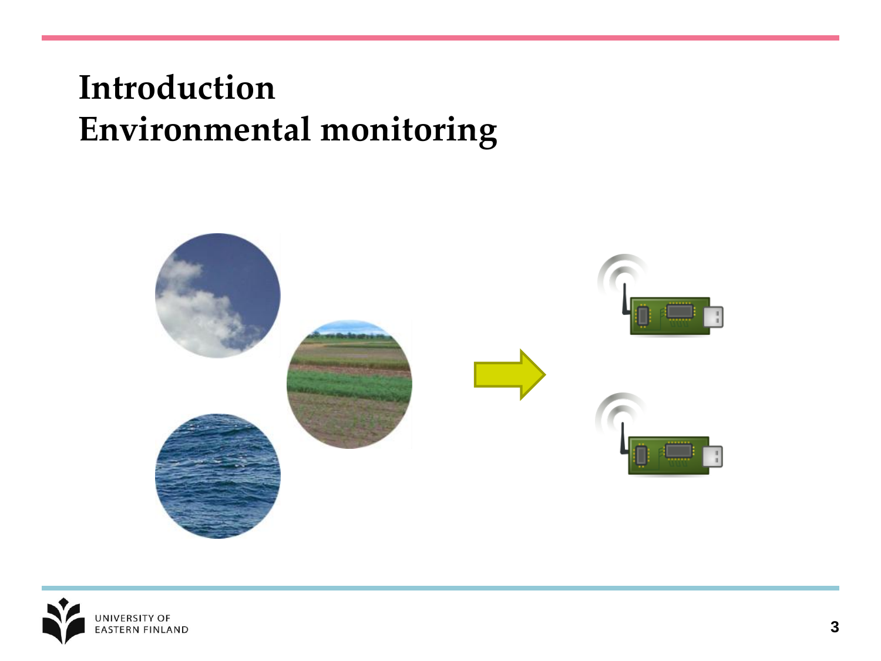# Introduction
# Environmental monitoring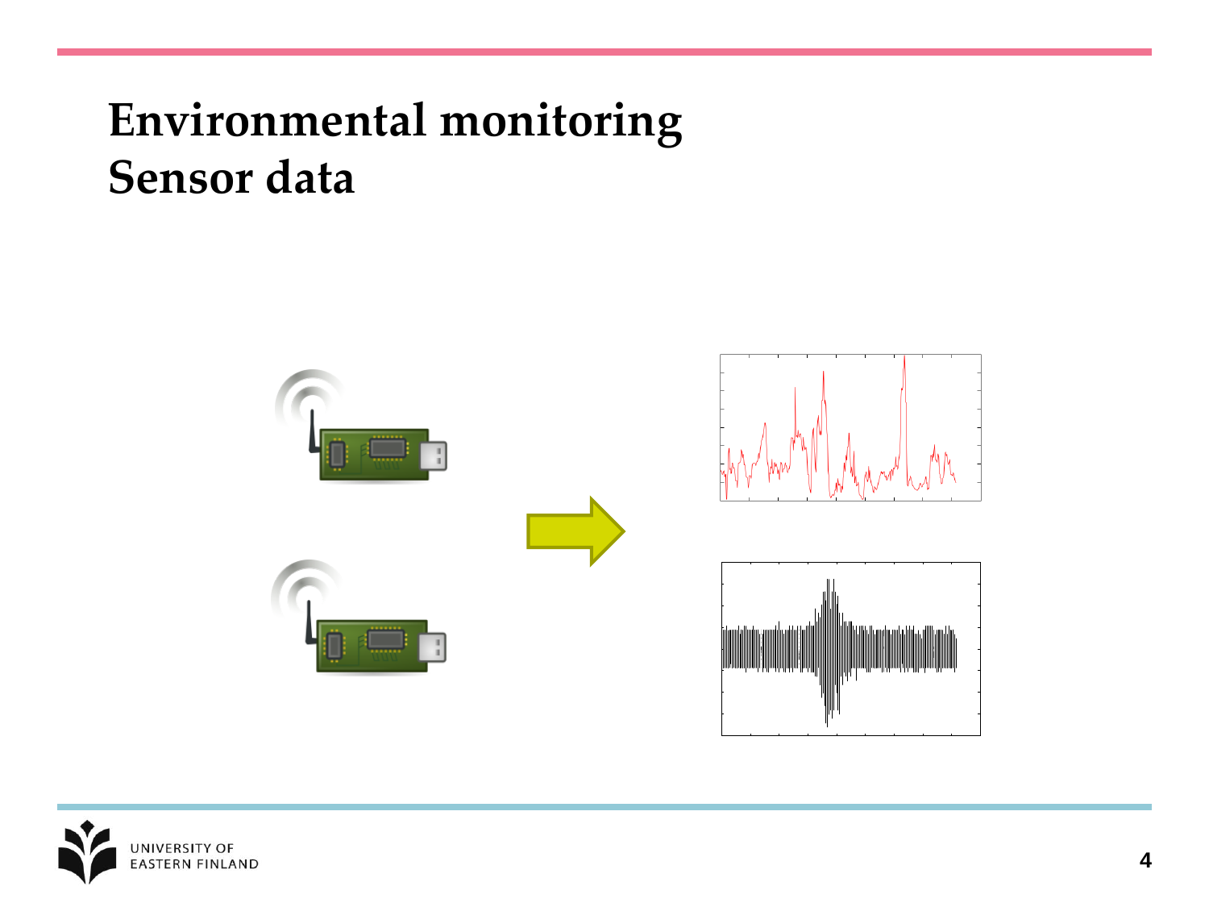# Environmental monitoring
# Sensor data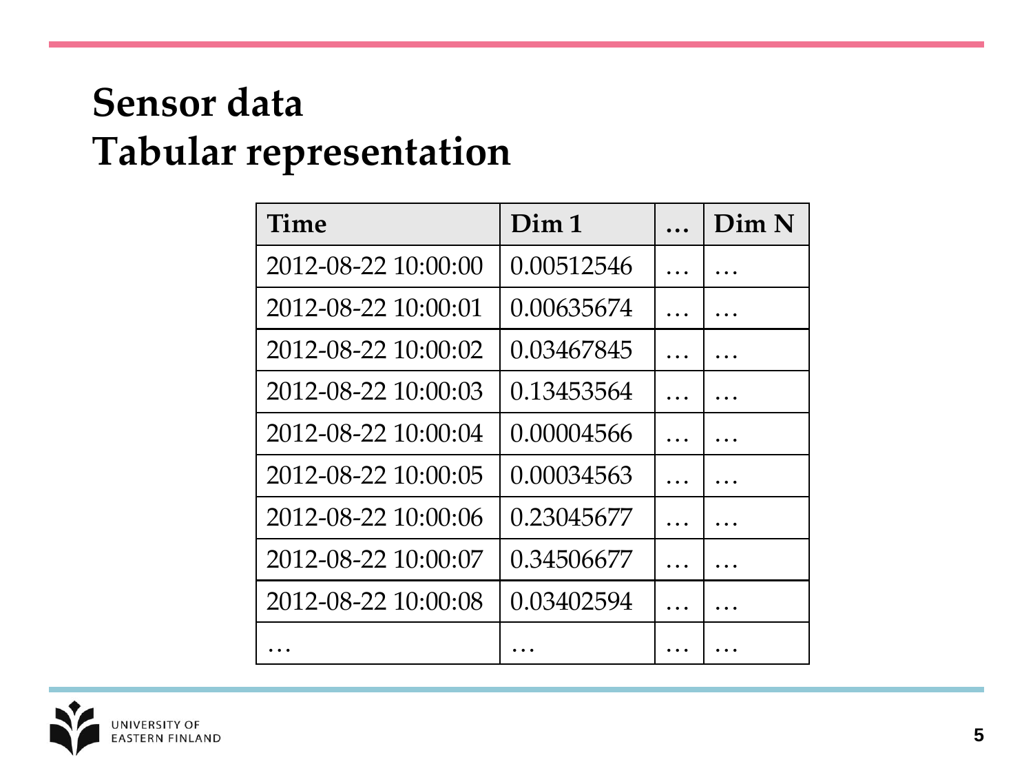# Sensor data
# Tabular representation

| Time | Dim 1 | … | Dim N |
|---|---|---|---|
| 2012-08-22 10:00:00 | 0.00512546 | … | … |
| 2012-08-22 10:00:01 | 0.00635674 | … | … |
| 2012-08-22 10:00:02 | 0.03467845 | … | … |
| 2012-08-22 10:00:03 | 0.13453564 | … | … |
| 2012-08-22 10:00:04 | 0.00004566 | … | … |
| 2012-08-22 10:00:05 | 0.00034563 | … | … |
| 2012-08-22 10:00:06 | 0.23045677 | … | … |
| 2012-08-22 10:00:07 | 0.34506677 | … | … |
| 2012-08-22 10:00:08 | 0.03402594 | … | … |
| … | … | … | … |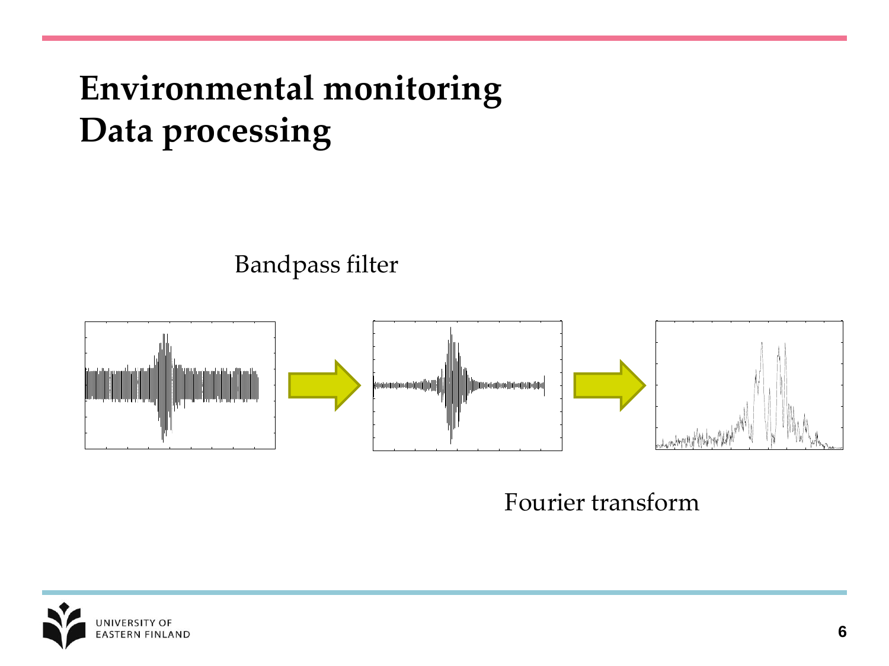# Environmental monitoring
# Data processing

Bandpass filter

Fourier transform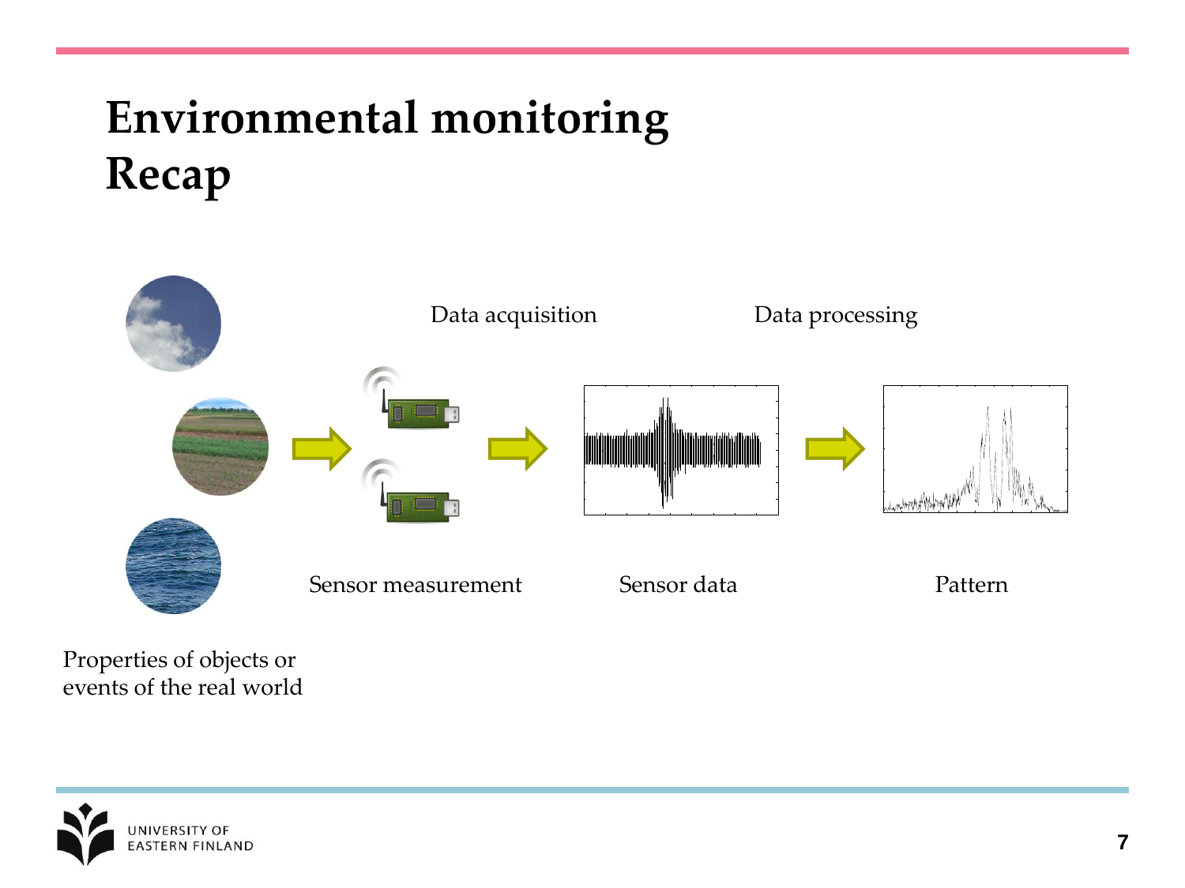# Environmental monitoring
# Recap

Data acquisition

Data processing

Sensor measurement

Sensor data

Pattern

Properties of objects or events of the real world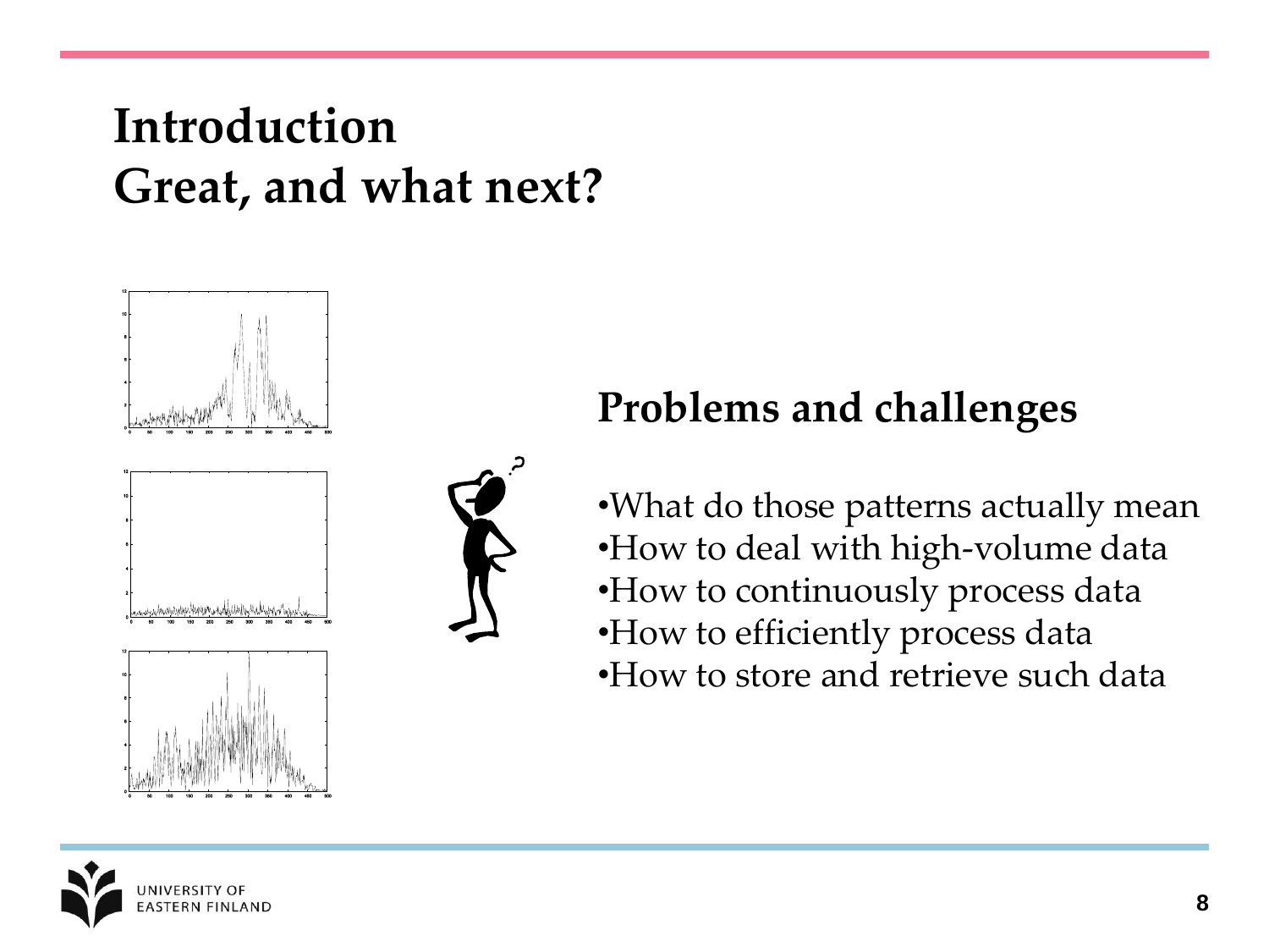# Introduction
# Great, and what next?

## Problems and challenges

- What do those patterns actually mean
- How to deal with high-volume data
- How to continuously process data
- How to efficiently process data
- How to store and retrieve such data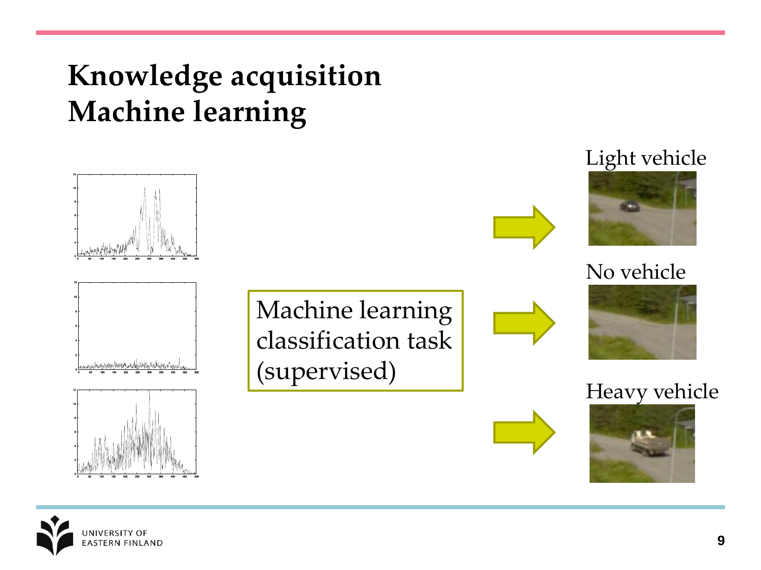# Knowledge acquisition
# Machine learning

Machine learning classification task (supervised)

Light vehicle

No vehicle

Heavy vehicle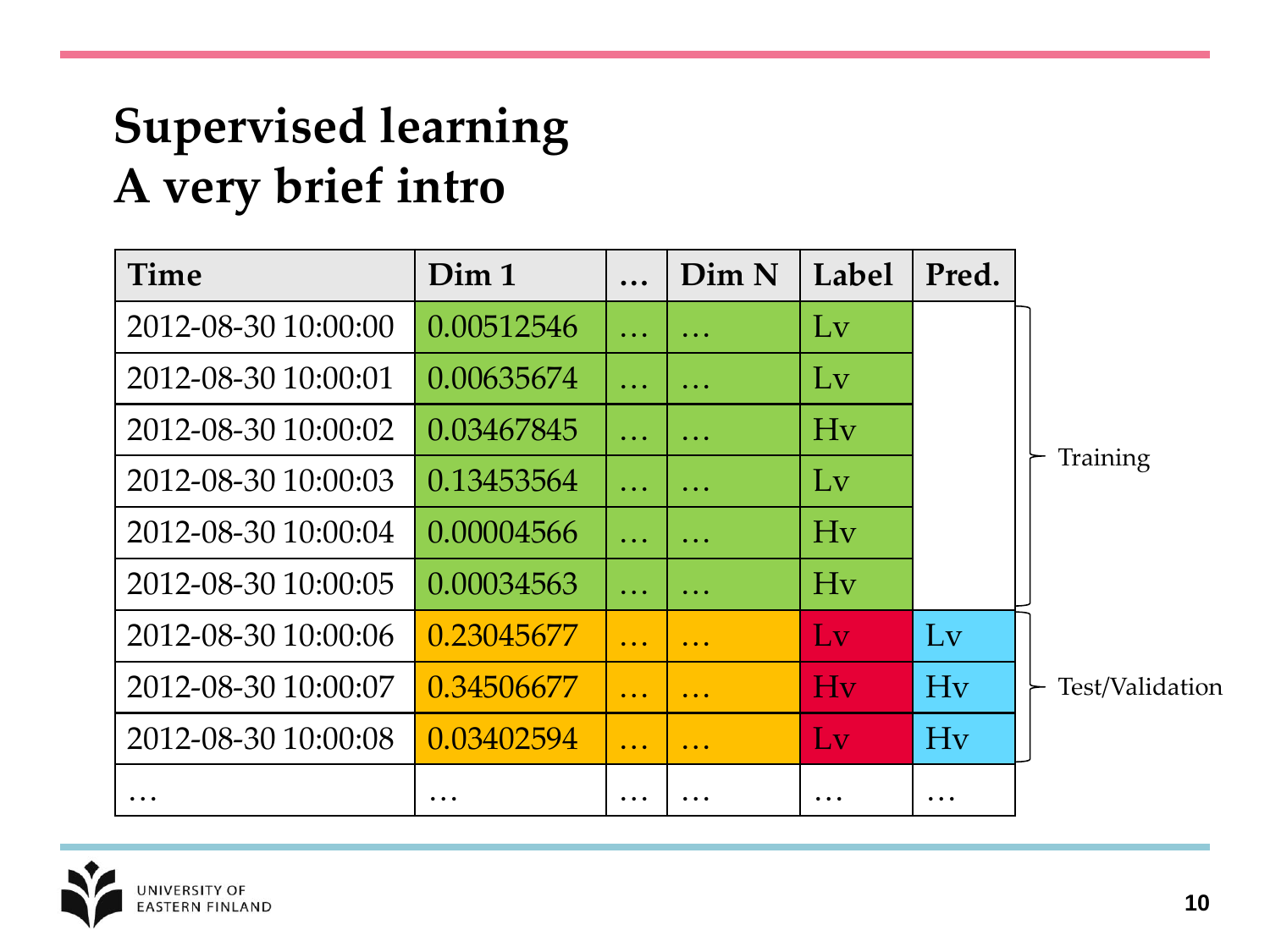# Supervised learning
## A very brief intro

| Time | Dim 1 | … | Dim N | Label | Pred. |
|---|---|---|---|---|---|
| 2012-08-30 10:00:00 | 0.00512546 | … | … | Lv | |
| 2012-08-30 10:00:01 | 0.00635674 | … | … | Lv | |
| 2012-08-30 10:00:02 | 0.03467845 | … | … | Hv | |
| 2012-08-30 10:00:03 | 0.13453564 | … | … | Lv | |
| 2012-08-30 10:00:04 | 0.00004566 | … | … | Hv | |
| 2012-08-30 10:00:05 | 0.00034563 | … | … | Hv | |
| 2012-08-30 10:00:06 | 0.23045677 | … | … | Lv | Lv |
| 2012-08-30 10:00:07 | 0.34506677 | … | … | Hv | Hv |
| 2012-08-30 10:00:08 | 0.03402594 | … | … | Lv | Hv |
| … | … | … | … | … | … |

Rows 10:00:00 – 10:00:05: Training

Rows 10:00:06 – 10:00:08: Test/Validation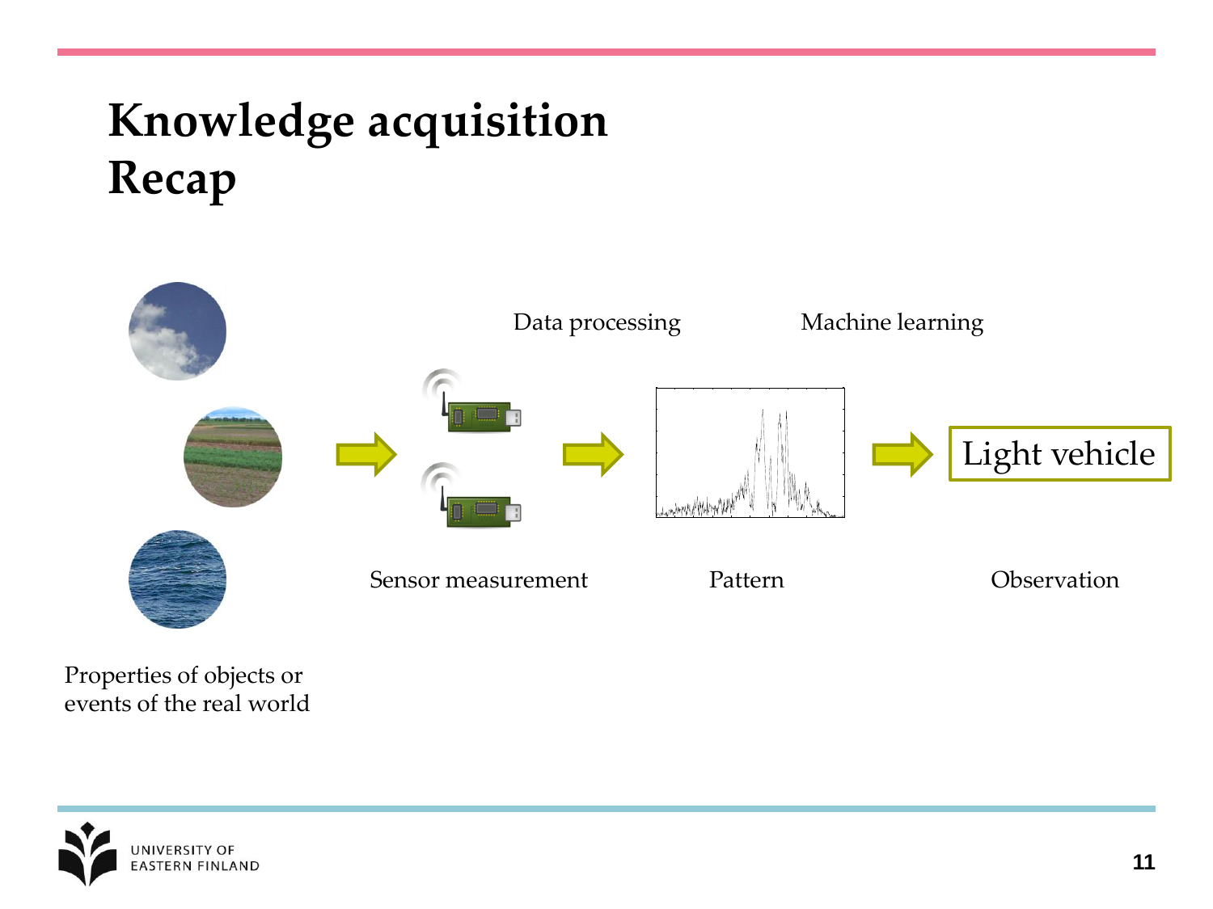# Knowledge acquisition
# Recap

Data processing

Machine learning

Light vehicle

Sensor measurement

Pattern

Observation

Properties of objects or events of the real world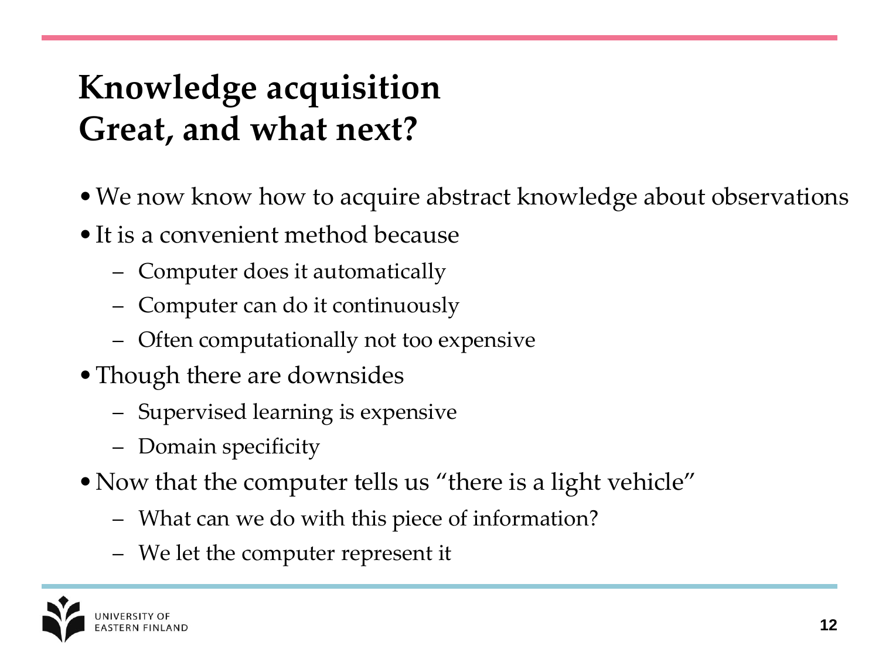# Knowledge acquisition
# Great, and what next?

- We now know how to acquire abstract knowledge about observations
- It is a convenient method because
  - Computer does it automatically
  - Computer can do it continuously
  - Often computationally not too expensive
- Though there are downsides
  - Supervised learning is expensive
  - Domain specificity
- Now that the computer tells us "there is a light vehicle"
  - What can we do with this piece of information?
  - We let the computer represent it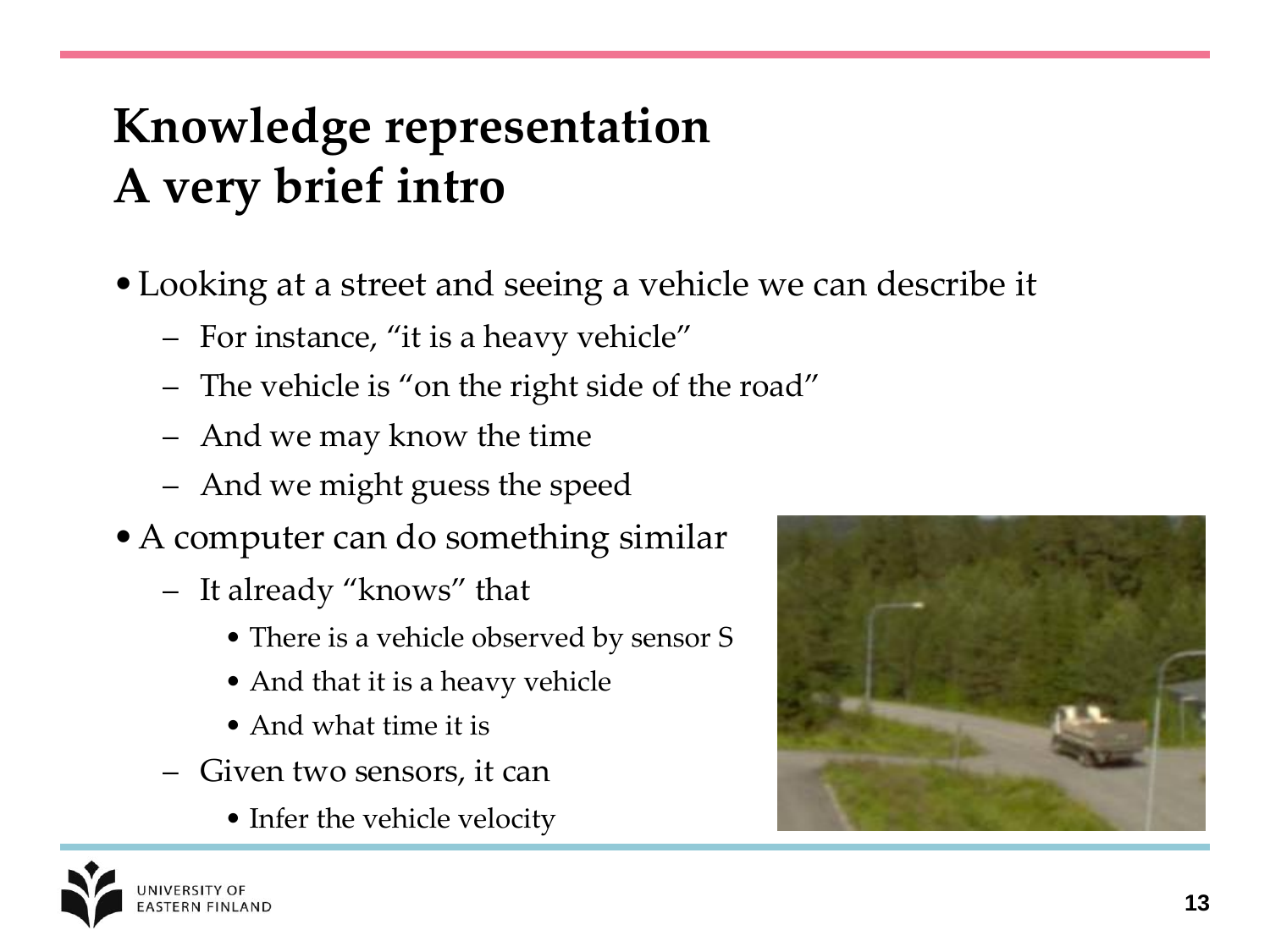# Knowledge representation
# A very brief intro

- Looking at a street and seeing a vehicle we can describe it
  - For instance, "it is a heavy vehicle"
  - The vehicle is "on the right side of the road"
  - And we may know the time
  - And we might guess the speed
- A computer can do something similar
  - It already "knows" that
    - There is a vehicle observed by sensor S
    - And that it is a heavy vehicle
    - And what time it is
  - Given two sensors, it can
    - Infer the vehicle velocity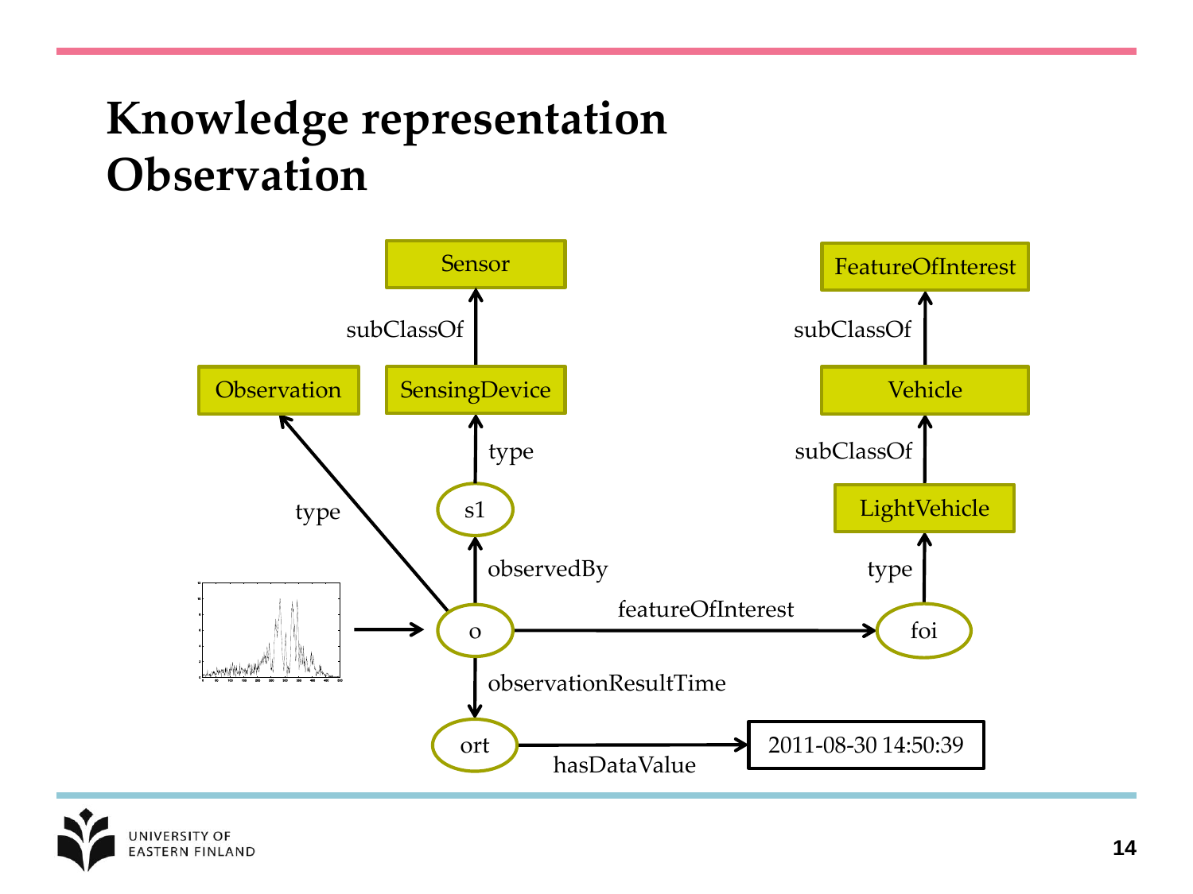# Knowledge representation Observation

Sensor

subClassOf

Observation

SensingDevice

type

type

s1

observedBy

o

featureOfInterest

foi

observationResultTime

ort

hasDataValue

2011-08-30 14:50:39

FeatureOfInterest

subClassOf

Vehicle

subClassOf

LightVehicle

type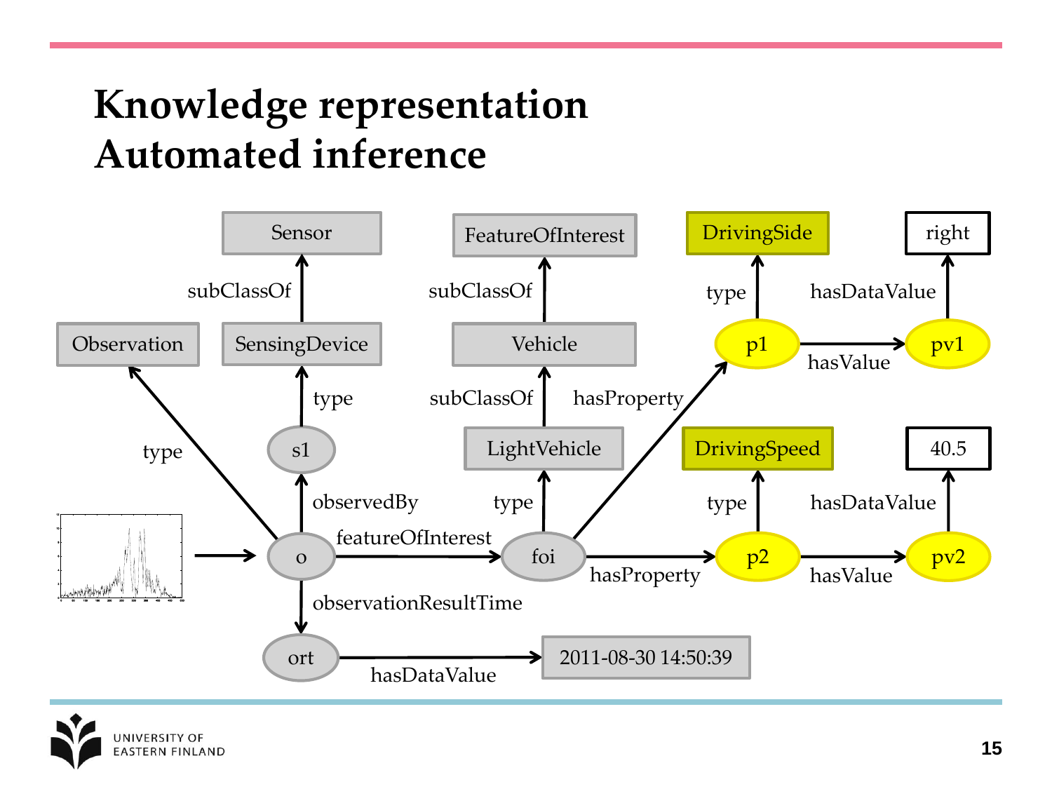# Knowledge representation
# Automated inference

Sensor

subClassOf

Observation

SensingDevice

type

type

s1

observedBy

FeatureOfInterest

subClassOf

Vehicle

subClassOf

LightVehicle

type

hasProperty

DrivingSide

type

p1

hasValue

pv1

hasDataValue

right

DrivingSpeed

type

p2

hasValue

pv2

hasDataValue

40.5

o

featureOfInterest

foi

hasProperty

observationResultTime

ort

hasDataValue

2011-08-30 14:50:39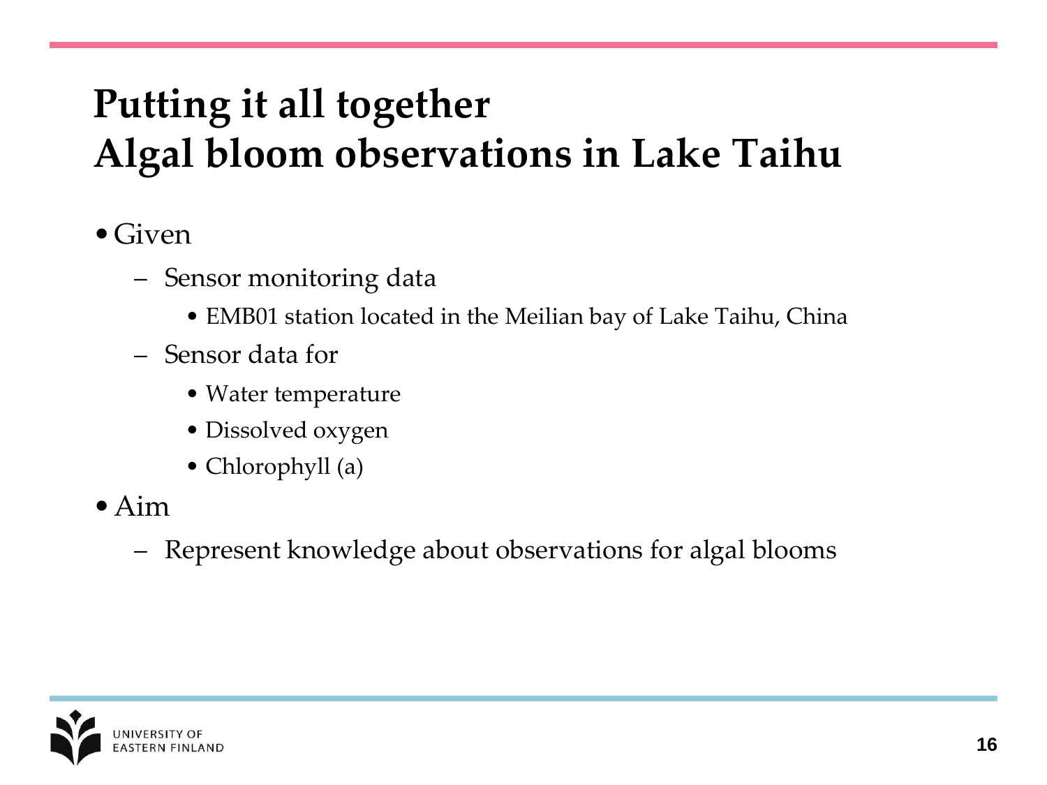# Putting it all together
# Algal bloom observations in Lake Taihu

- Given
  - Sensor monitoring data
    - EMB01 station located in the Meilian bay of Lake Taihu, China
  - Sensor data for
    - Water temperature
    - Dissolved oxygen
    - Chlorophyll (a)
- Aim
  - Represent knowledge about observations for algal blooms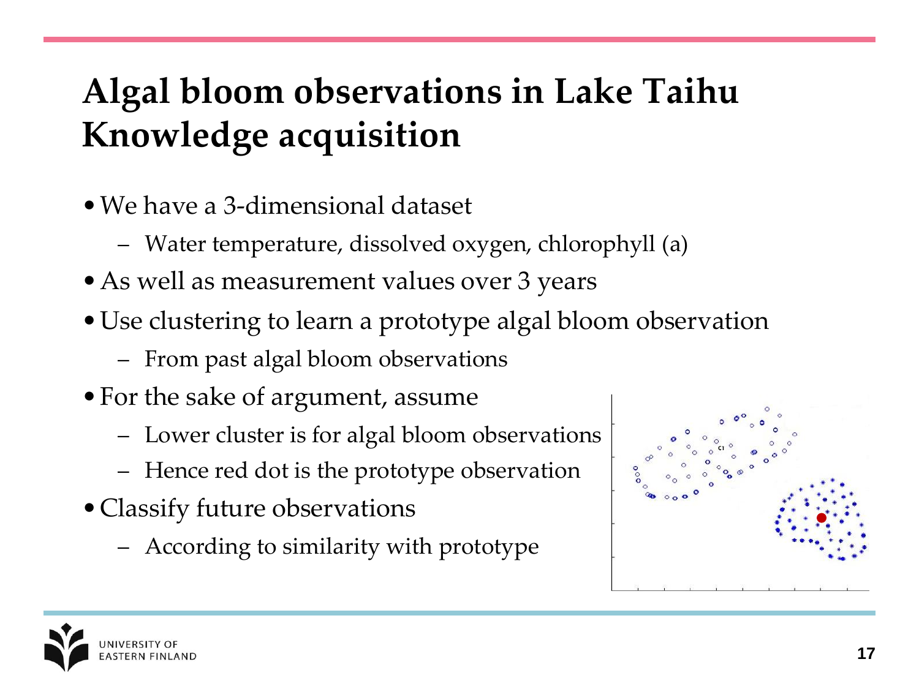# Algal bloom observations in Lake Taihu Knowledge acquisition

- We have a 3-dimensional dataset
  - Water temperature, dissolved oxygen, chlorophyll (a)
- As well as measurement values over 3 years
- Use clustering to learn a prototype algal bloom observation
  - From past algal bloom observations
- For the sake of argument, assume
  - Lower cluster is for algal bloom observations
  - Hence red dot is the prototype observation
- Classify future observations
  - According to similarity with prototype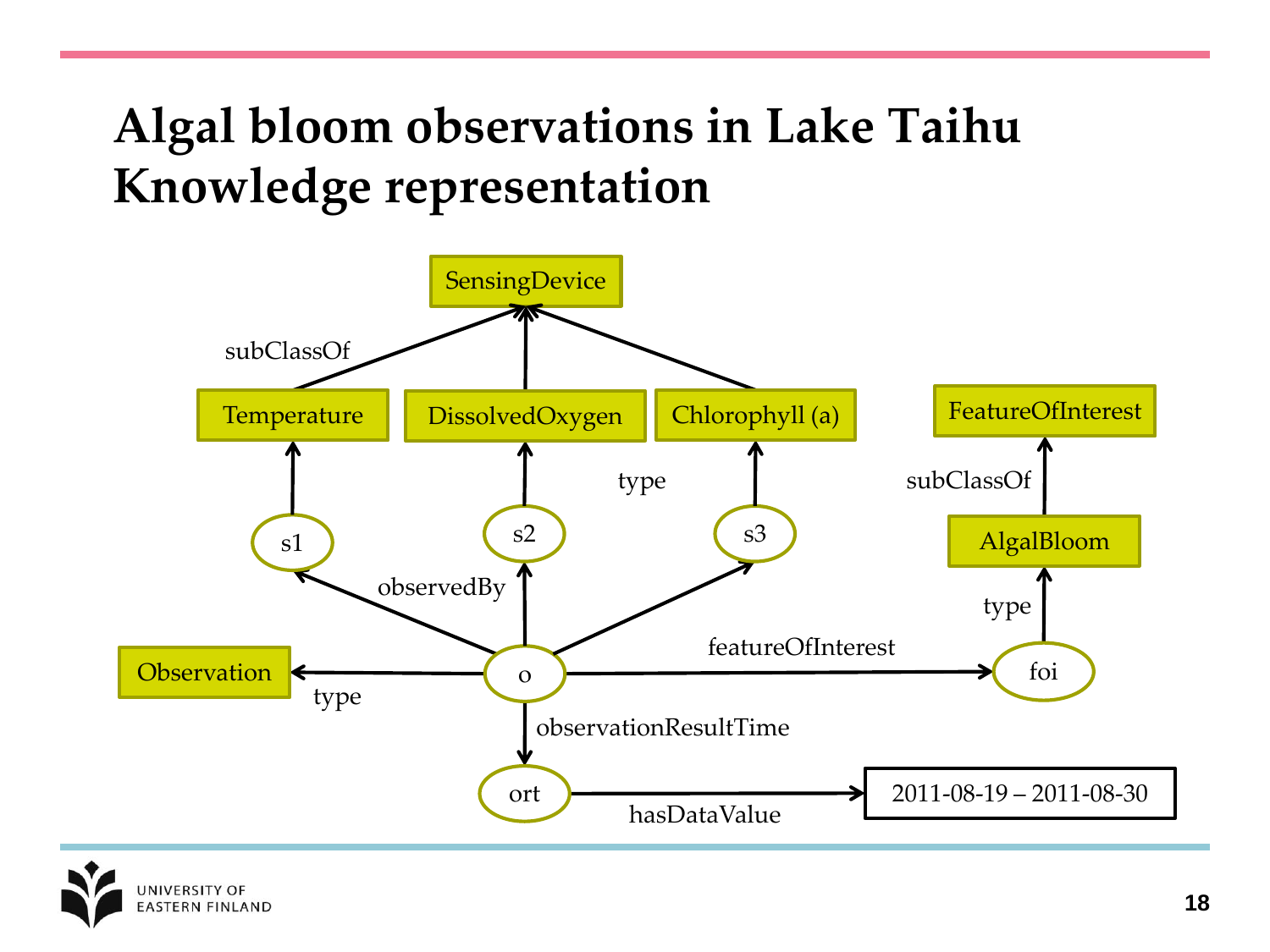# Algal bloom observations in Lake Taihu Knowledge representation

SensingDevice

subClassOf

Temperature DissolvedOxygen Chlorophyll (a) FeatureOfInterest

type subClassOf

s1 s2 s3 AlgalBloom

observedBy type

featureOfInterest

Observation o foi

type

observationResultTime

ort hasDataValue 2011-08-19 – 2011-08-30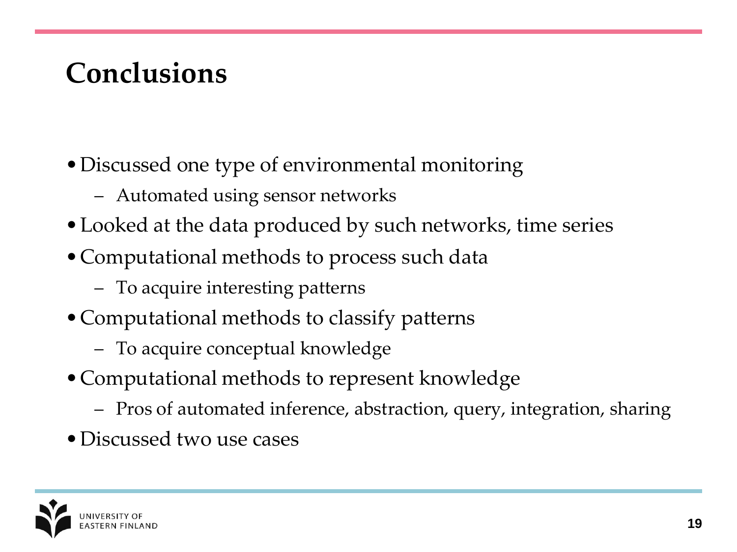# Conclusions

- Discussed one type of environmental monitoring
  - Automated using sensor networks
- Looked at the data produced by such networks, time series
- Computational methods to process such data
  - To acquire interesting patterns
- Computational methods to classify patterns
  - To acquire conceptual knowledge
- Computational methods to represent knowledge
  - Pros of automated inference, abstraction, query, integration, sharing
- Discussed two use cases